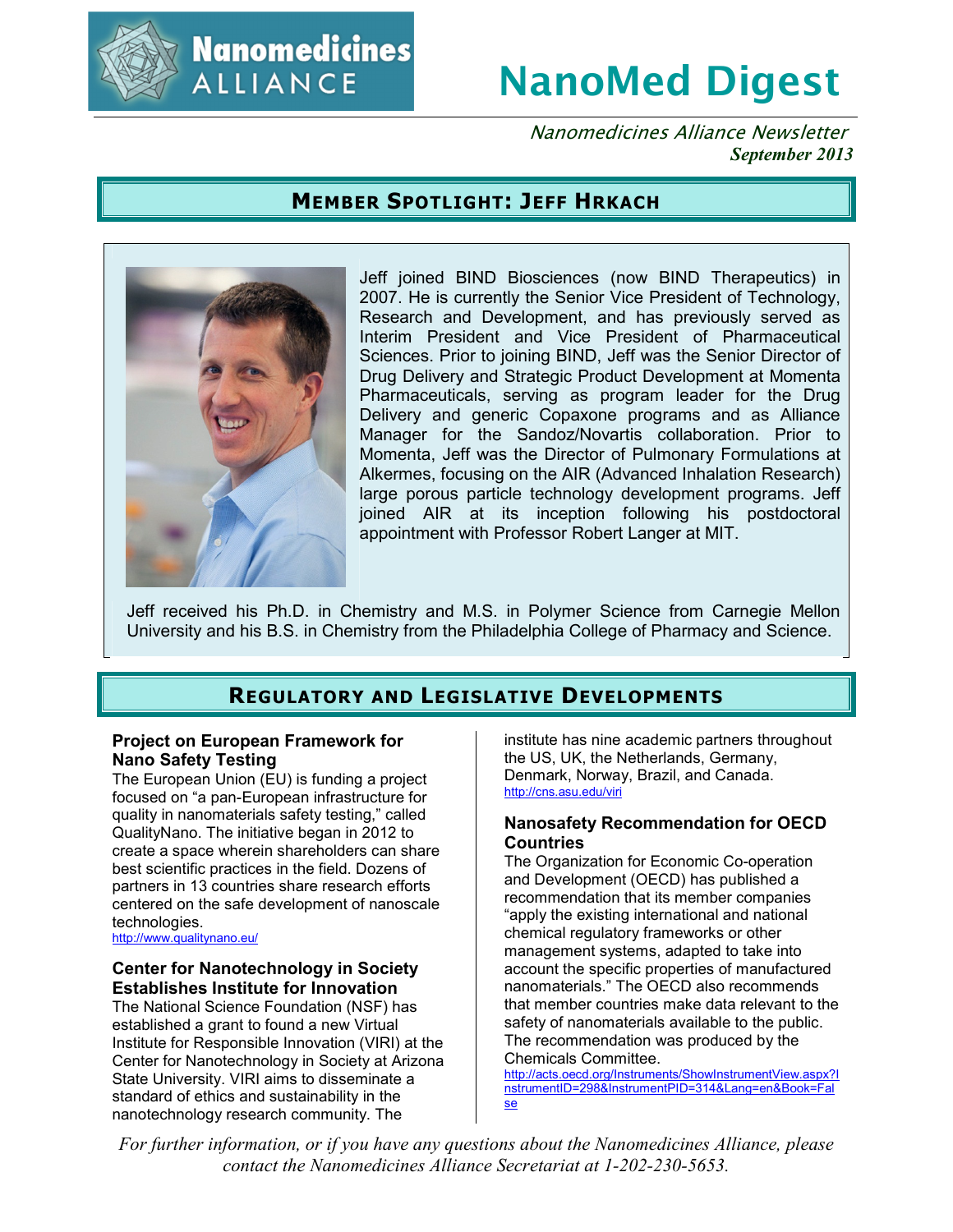# NanoMed Digest

*Nanomedicines Alliance Newsletter*
***September 2013***

## MEMBER SPOTLIGHT: JEFF HRKACH

Jeff joined BIND Biosciences (now BIND Therapeutics) in 2007. He is currently the Senior Vice President of Technology, Research and Development, and has previously served as Interim President and Vice President of Pharmaceutical Sciences. Prior to joining BIND, Jeff was the Senior Director of Drug Delivery and Strategic Product Development at Momenta Pharmaceuticals, serving as program leader for the Drug Delivery and generic Copaxone programs and as Alliance Manager for the Sandoz/Novartis collaboration. Prior to Momenta, Jeff was the Director of Pulmonary Formulations at Alkermes, focusing on the AIR (Advanced Inhalation Research) large porous particle technology development programs. Jeff joined AIR at its inception following his postdoctoral appointment with Professor Robert Langer at MIT.

Jeff received his Ph.D. in Chemistry and M.S. in Polymer Science from Carnegie Mellon University and his B.S. in Chemistry from the Philadelphia College of Pharmacy and Science.

## REGULATORY AND LEGISLATIVE DEVELOPMENTS

### Project on European Framework for Nano Safety Testing

The European Union (EU) is funding a project focused on “a pan-European infrastructure for quality in nanomaterials safety testing,” called QualityNano. The initiative began in 2012 to create a space wherein shareholders can share best scientific practices in the field. Dozens of partners in 13 countries share research efforts centered on the safe development of nanoscale technologies.
http://www.qualitynano.eu/

### Center for Nanotechnology in Society Establishes Institute for Innovation

The National Science Foundation (NSF) has established a grant to found a new Virtual Institute for Responsible Innovation (VIRI) at the Center for Nanotechnology in Society at Arizona State University. VIRI aims to disseminate a standard of ethics and sustainability in the nanotechnology research community. The institute has nine academic partners throughout the US, UK, the Netherlands, Germany, Denmark, Norway, Brazil, and Canada.
http://cns.asu.edu/viri

### Nanosafety Recommendation for OECD Countries

The Organization for Economic Co-operation and Development (OECD) has published a recommendation that its member companies “apply the existing international and national chemical regulatory frameworks or other management systems, adapted to take into account the specific properties of manufactured nanomaterials.” The OECD also recommends that member countries make data relevant to the safety of nanomaterials available to the public. The recommendation was produced by the Chemicals Committee.
http://acts.oecd.org/Instruments/ShowInstrumentView.aspx?InstrumentID=298&InstrumentPID=314&Lang=en&Book=False

*For further information, or if you have any questions about the Nanomedicines Alliance, please contact the Nanomedicines Alliance Secretariat at 1-202-230-5653.*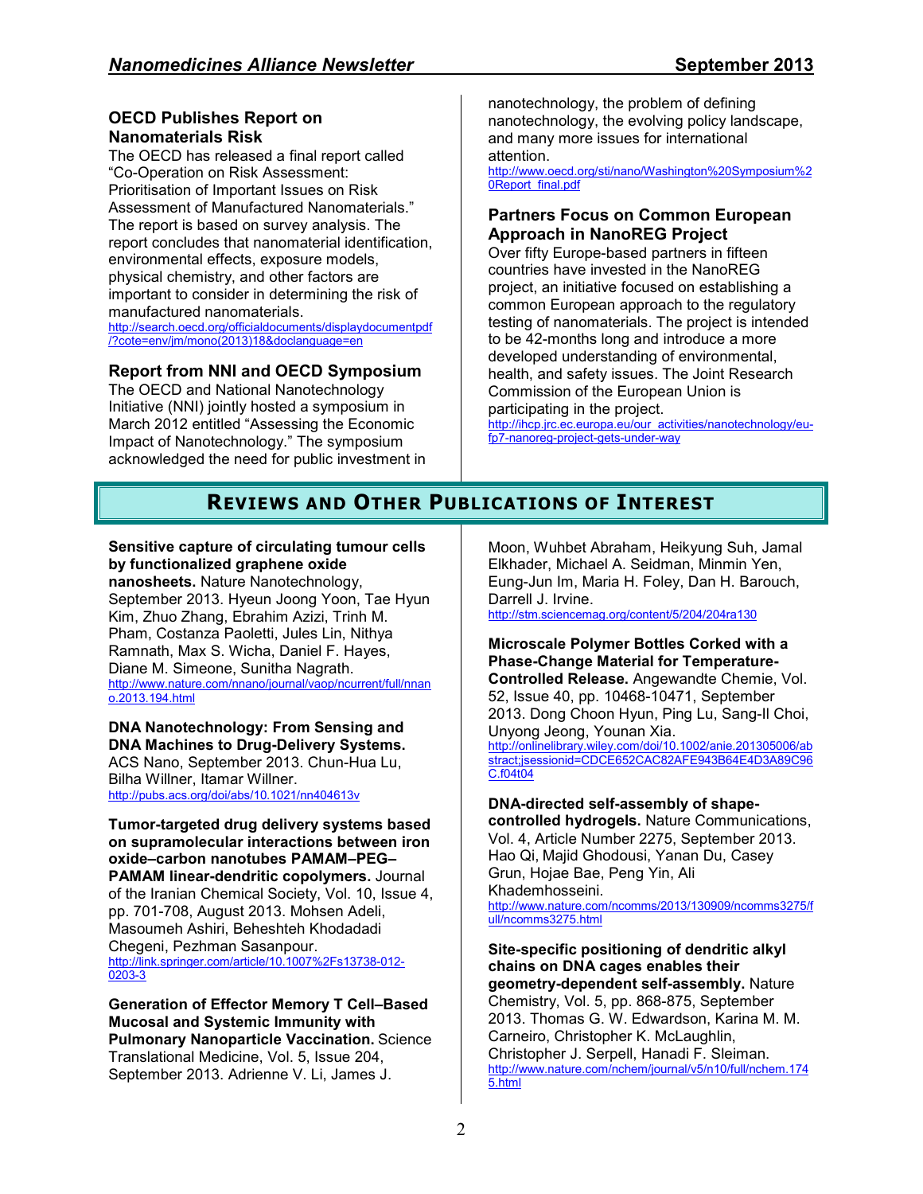### OECD Publishes Report on Nanomaterials Risk

The OECD has released a final report called “Co-Operation on Risk Assessment: Prioritisation of Important Issues on Risk Assessment of Manufactured Nanomaterials.” The report is based on survey analysis. The report concludes that nanomaterial identification, environmental effects, exposure models, physical chemistry, and other factors are important to consider in determining the risk of manufactured nanomaterials.
http://search.oecd.org/officialdocuments/displaydocumentpdf/?cote=env/jm/mono(2013)18&doclanguage=en

### Report from NNI and OECD Symposium

The OECD and National Nanotechnology Initiative (NNI) jointly hosted a symposium in March 2012 entitled “Assessing the Economic Impact of Nanotechnology.” The symposium acknowledged the need for public investment in nanotechnology, the problem of defining nanotechnology, the evolving policy landscape, and many more issues for international attention.
http://www.oecd.org/sti/nano/Washington%20Symposium%20Report_final.pdf

### Partners Focus on Common European Approach in NanoREG Project

Over fifty Europe-based partners in fifteen countries have invested in the NanoREG project, an initiative focused on establishing a common European approach to the regulatory testing of nanomaterials. The project is intended to be 42-months long and introduce a more developed understanding of environmental, health, and safety issues. The Joint Research Commission of the European Union is participating in the project.
http://ihcp.jrc.ec.europa.eu/our_activities/nanotechnology/eu-fp7-nanoreg-project-gets-under-way

## Reviews and Other Publications of Interest

**Sensitive capture of circulating tumour cells by functionalized graphene oxide nanosheets.** Nature Nanotechnology, September 2013. Hyeun Joong Yoon, Tae Hyun Kim, Zhuo Zhang, Ebrahim Azizi, Trinh M. Pham, Costanza Paoletti, Jules Lin, Nithya Ramnath, Max S. Wicha, Daniel F. Hayes, Diane M. Simeone, Sunitha Nagrath.
http://www.nature.com/nnano/journal/vaop/ncurrent/full/nnano.2013.194.html

**DNA Nanotechnology: From Sensing and DNA Machines to Drug-Delivery Systems.** ACS Nano, September 2013. Chun-Hua Lu, Bilha Willner, Itamar Willner.
http://pubs.acs.org/doi/abs/10.1021/nn404613v

**Tumor-targeted drug delivery systems based on supramolecular interactions between iron oxide–carbon nanotubes PAMAM–PEG–PAMAM linear-dendritic copolymers.** Journal of the Iranian Chemical Society, Vol. 10, Issue 4, pp. 701-708, August 2013. Mohsen Adeli, Masoumeh Ashiri, Beheshteh Khodadadi Chegeni, Pezhman Sasanpour.
http://link.springer.com/article/10.1007%2Fs13738-012-0203-3

**Generation of Effector Memory T Cell–Based Mucosal and Systemic Immunity with Pulmonary Nanoparticle Vaccination.** Science Translational Medicine, Vol. 5, Issue 204, September 2013. Adrienne V. Li, James J. Moon, Wuhbet Abraham, Heikyung Suh, Jamal Elkhader, Michael A. Seidman, Minmin Yen, Eung-Jun Im, Maria H. Foley, Dan H. Barouch, Darrell J. Irvine.
http://stm.sciencemag.org/content/5/204/204ra130

**Microscale Polymer Bottles Corked with a Phase-Change Material for Temperature-Controlled Release.** Angewandte Chemie, Vol. 52, Issue 40, pp. 10468-10471, September 2013. Dong Choon Hyun, Ping Lu, Sang-Il Choi, Unyong Jeong, Younan Xia.
http://onlinelibrary.wiley.com/doi/10.1002/anie.201305006/abstract;jsessionid=CDCE652CAC82AFE943B64E4D3A89C96C.f04t04

**DNA-directed self-assembly of shape-controlled hydrogels.** Nature Communications, Vol. 4, Article Number 2275, September 2013. Hao Qi, Majid Ghodousi, Yanan Du, Casey Grun, Hojae Bae, Peng Yin, Ali Khademhosseini.
http://www.nature.com/ncomms/2013/130909/ncomms3275/full/ncomms3275.html

**Site-specific positioning of dendritic alkyl chains on DNA cages enables their geometry-dependent self-assembly.** Nature Chemistry, Vol. 5, pp. 868-875, September 2013. Thomas G. W. Edwardson, Karina M. M. Carneiro, Christopher K. McLaughlin, Christopher J. Serpell, Hanadi F. Sleiman.
http://www.nature.com/nchem/journal/v5/n10/full/nchem.1745.html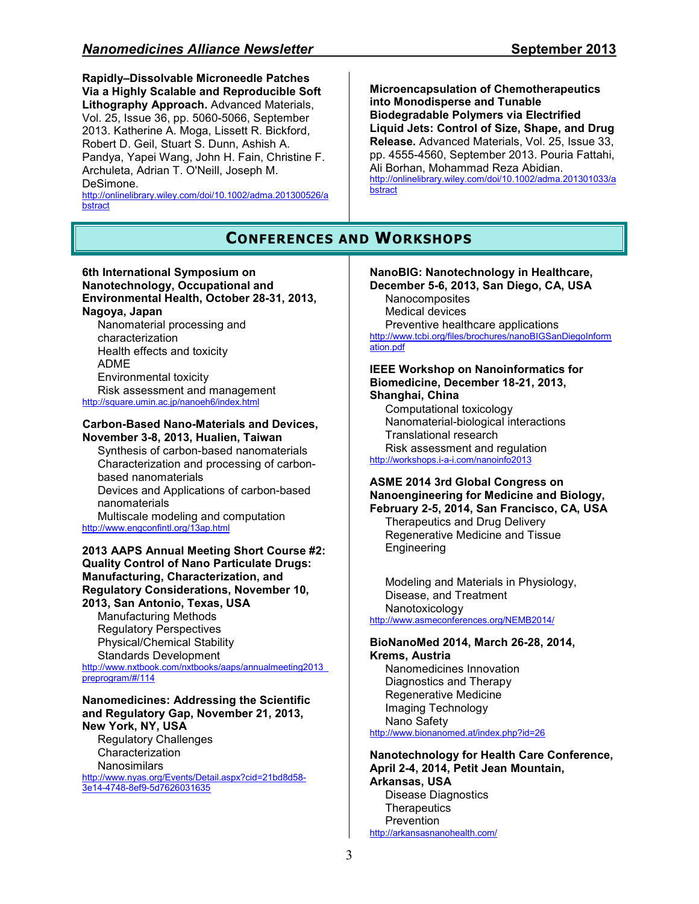**Rapidly–Dissolvable Microneedle Patches Via a Highly Scalable and Reproducible Soft Lithography Approach.** Advanced Materials, Vol. 25, Issue 36, pp. 5060-5066, September 2013. Katherine A. Moga, Lissett R. Bickford, Robert D. Geil, Stuart S. Dunn, Ashish A. Pandya, Yapei Wang, John H. Fain, Christine F. Archuleta, Adrian T. O'Neill, Joseph M. DeSimone.
http://onlinelibrary.wiley.com/doi/10.1002/adma.201300526/abstract

**Microencapsulation of Chemotherapeutics into Monodisperse and Tunable Biodegradable Polymers via Electrified Liquid Jets: Control of Size, Shape, and Drug Release.** Advanced Materials, Vol. 25, Issue 33, pp. 4555-4560, September 2013. Pouria Fattahi, Ali Borhan, Mohammad Reza Abidian.
http://onlinelibrary.wiley.com/doi/10.1002/adma.201301033/abstract

## Conferences and Workshops

**6th International Symposium on Nanotechnology, Occupational and Environmental Health, October 28-31, 2013, Nagoya, Japan**

- Nanomaterial processing and characterization
- Health effects and toxicity
- ADME
- Environmental toxicity
- Risk assessment and management

http://square.umin.ac.jp/nanoeh6/index.html

**Carbon-Based Nano-Materials and Devices, November 3-8, 2013, Hualien, Taiwan**

- Synthesis of carbon-based nanomaterials
- Characterization and processing of carbon-based nanomaterials
- Devices and Applications of carbon-based nanomaterials
- Multiscale modeling and computation

http://www.engconfintl.org/13ap.html

**2013 AAPS Annual Meeting Short Course #2: Quality Control of Nano Particulate Drugs: Manufacturing, Characterization, and Regulatory Considerations, November 10, 2013, San Antonio, Texas, USA**

- Manufacturing Methods
- Regulatory Perspectives
- Physical/Chemical Stability
- Standards Development

http://www.nxtbook.com/nxtbooks/aaps/annualmeeting2013_preprogram/#/114

**Nanomedicines: Addressing the Scientific and Regulatory Gap, November 21, 2013, New York, NY, USA**

- Regulatory Challenges
- Characterization
- Nanosimilars

http://www.nyas.org/Events/Detail.aspx?cid=21bd8d58-3e14-4748-8ef9-5d7626031635

**NanoBIG: Nanotechnology in Healthcare, December 5-6, 2013, San Diego, CA, USA**

- Nanocomposites
- Medical devices
- Preventive healthcare applications

http://www.tcbi.org/files/brochures/nanoBIGSanDiegoInformation.pdf

**IEEE Workshop on Nanoinformatics for Biomedicine, December 18-21, 2013, Shanghai, China**

- Computational toxicology
- Nanomaterial-biological interactions
- Translational research
- Risk assessment and regulation

http://workshops.i-a-i.com/nanoinfo2013

**ASME 2014 3rd Global Congress on Nanoengineering for Medicine and Biology, February 2-5, 2014, San Francisco, CA, USA**

- Therapeutics and Drug Delivery
- Regenerative Medicine and Tissue Engineering
- Modeling and Materials in Physiology, Disease, and Treatment
- Nanotoxicology

http://www.asmeconferences.org/NEMB2014/

**BioNanoMed 2014, March 26-28, 2014, Krems, Austria**

- Nanomedicines Innovation
- Diagnostics and Therapy
- Regenerative Medicine
- Imaging Technology
- Nano Safety

http://www.bionanomed.at/index.php?id=26

**Nanotechnology for Health Care Conference, April 2-4, 2014, Petit Jean Mountain, Arkansas, USA**

- Disease Diagnostics
- Therapeutics
- Prevention

http://arkansasnanohealth.com/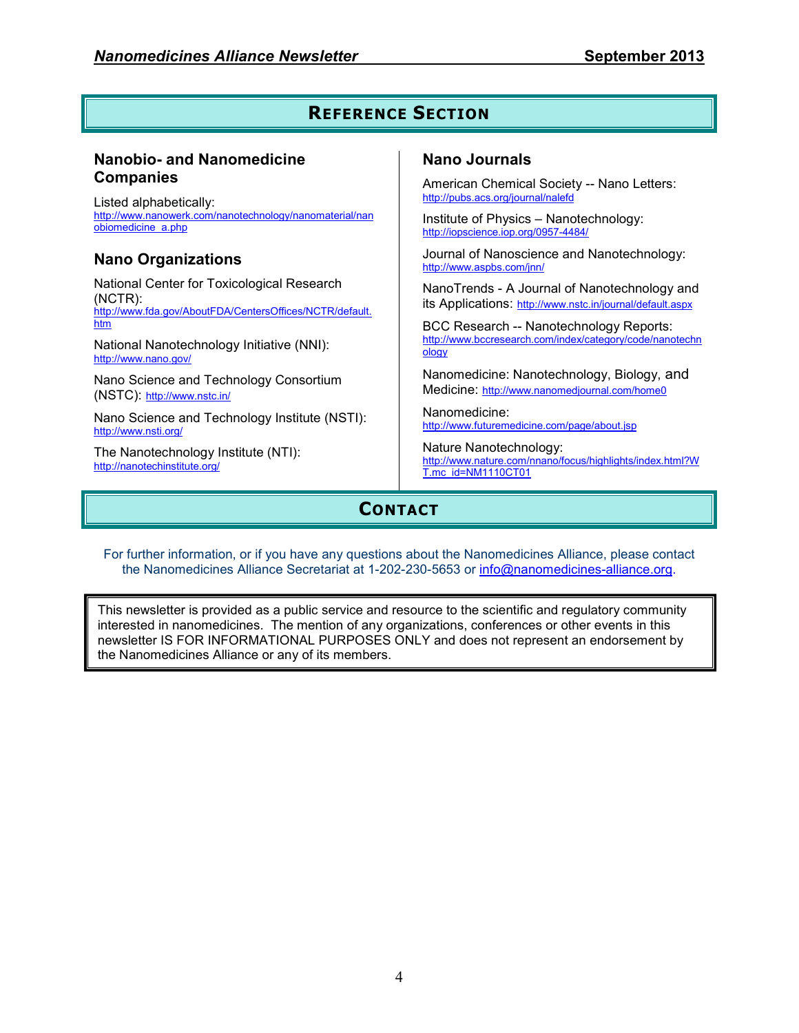# Reference Section

## Nanobio- and Nanomedicine Companies

Listed alphabetically:
http://www.nanowerk.com/nanotechnology/nanomaterial/nanobiomedicine_a.php

## Nano Organizations

National Center for Toxicological Research (NCTR):
http://www.fda.gov/AboutFDA/CentersOffices/NCTR/default.htm

National Nanotechnology Initiative (NNI):
http://www.nano.gov/

Nano Science and Technology Consortium (NSTC): http://www.nstc.in/

Nano Science and Technology Institute (NSTI):
http://www.nsti.org/

The Nanotechnology Institute (NTI):
http://nanotechinstitute.org/

## Nano Journals

American Chemical Society -- Nano Letters:
http://pubs.acs.org/journal/nalefd

Institute of Physics – Nanotechnology:
http://iopscience.iop.org/0957-4484/

Journal of Nanoscience and Nanotechnology:
http://www.aspbs.com/jnn/

NanoTrends - A Journal of Nanotechnology and its Applications: http://www.nstc.in/journal/default.aspx

BCC Research -- Nanotechnology Reports:
http://www.bccresearch.com/index/category/code/nanotechnology

Nanomedicine: Nanotechnology, Biology, and Medicine: http://www.nanomedjournal.com/home0

Nanomedicine:
http://www.futuremedicine.com/page/about.jsp

Nature Nanotechnology:
http://www.nature.com/nnano/focus/highlights/index.html?WT.mc_id=NM1110CT01

# Contact

For further information, or if you have any questions about the Nanomedicines Alliance, please contact the Nanomedicines Alliance Secretariat at 1-202-230-5653 or info@nanomedicines-alliance.org.

This newsletter is provided as a public service and resource to the scientific and regulatory community interested in nanomedicines. The mention of any organizations, conferences or other events in this newsletter IS FOR INFORMATIONAL PURPOSES ONLY and does not represent an endorsement by the Nanomedicines Alliance or any of its members.